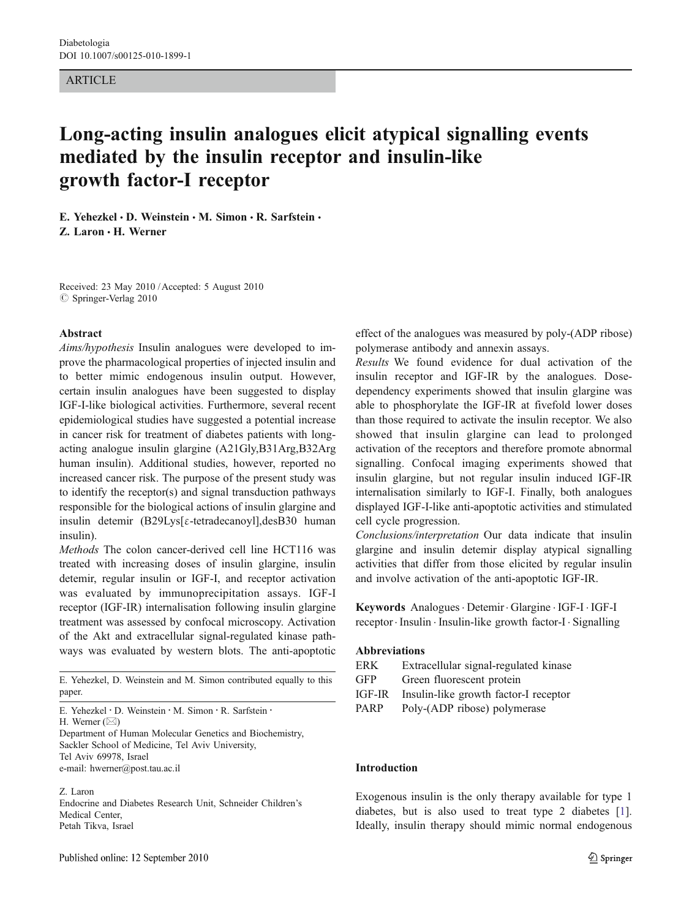ARTICLE

# Long-acting insulin analogues elicit atypical signalling events mediated by the insulin receptor and insulin-like growth factor-I receptor

**E. Yehezkel · D. Weinstein · M. Simon · R. Sarfstein · Z. Laron · H. Werner**

Received: 23 May 2010 / Accepted: 5 August 2010
© Springer-Verlag 2010

## Abstract

*Aims/hypothesis* Insulin analogues were developed to improve the pharmacological properties of injected insulin and to better mimic endogenous insulin output. However, certain insulin analogues have been suggested to display IGF-I-like biological activities. Furthermore, several recent epidemiological studies have suggested a potential increase in cancer risk for treatment of diabetes patients with long-acting analogue insulin glargine (A21Gly,B31Arg,B32Arg human insulin). Additional studies, however, reported no increased cancer risk. The purpose of the present study was to identify the receptor(s) and signal transduction pathways responsible for the biological actions of insulin glargine and insulin detemir (B29Lys[ε-tetradecanoyl],desB30 human insulin).

*Methods* The colon cancer-derived cell line HCT116 was treated with increasing doses of insulin glargine, insulin detemir, regular insulin or IGF-I, and receptor activation was evaluated by immunoprecipitation assays. IGF-I receptor (IGF-IR) internalisation following insulin glargine treatment was assessed by confocal microscopy. Activation of the Akt and extracellular signal-regulated kinase pathways was evaluated by western blots. The anti-apoptotic effect of the analogues was measured by poly-(ADP ribose) polymerase antibody and annexin assays.

*Results* We found evidence for dual activation of the insulin receptor and IGF-IR by the analogues. Dose-dependency experiments showed that insulin glargine was able to phosphorylate the IGF-IR at fivefold lower doses than those required to activate the insulin receptor. We also showed that insulin glargine can lead to prolonged activation of the receptors and therefore promote abnormal signalling. Confocal imaging experiments showed that insulin glargine, but not regular insulin induced IGF-IR internalisation similarly to IGF-I. Finally, both analogues displayed IGF-I-like anti-apoptotic activities and stimulated cell cycle progression.

*Conclusions/interpretation* Our data indicate that insulin glargine and insulin detemir display atypical signalling activities that differ from those elicited by regular insulin and involve activation of the anti-apoptotic IGF-IR.

**Keywords** Analogues · Detemir · Glargine · IGF-I · IGF-I receptor · Insulin · Insulin-like growth factor-I · Signalling

**Abbreviations**

| | |
|---|---|
| ERK | Extracellular signal-regulated kinase |
| GFP | Green fluorescent protein |
| IGF-IR | Insulin-like growth factor-I receptor |
| PARP | Poly-(ADP ribose) polymerase |

E. Yehezkel, D. Weinstein and M. Simon contributed equally to this paper.

E. Yehezkel · D. Weinstein · M. Simon · R. Sarfstein · H. Werner (✉)
Department of Human Molecular Genetics and Biochemistry, Sackler School of Medicine, Tel Aviv University, Tel Aviv 69978, Israel
e-mail: hwerner@post.tau.ac.il

Z. Laron
Endocrine and Diabetes Research Unit, Schneider Children's Medical Center, Petah Tikva, Israel

## Introduction

Exogenous insulin is the only therapy available for type 1 diabetes, but is also used to treat type 2 diabetes [1]. Ideally, insulin therapy should mimic normal endogenous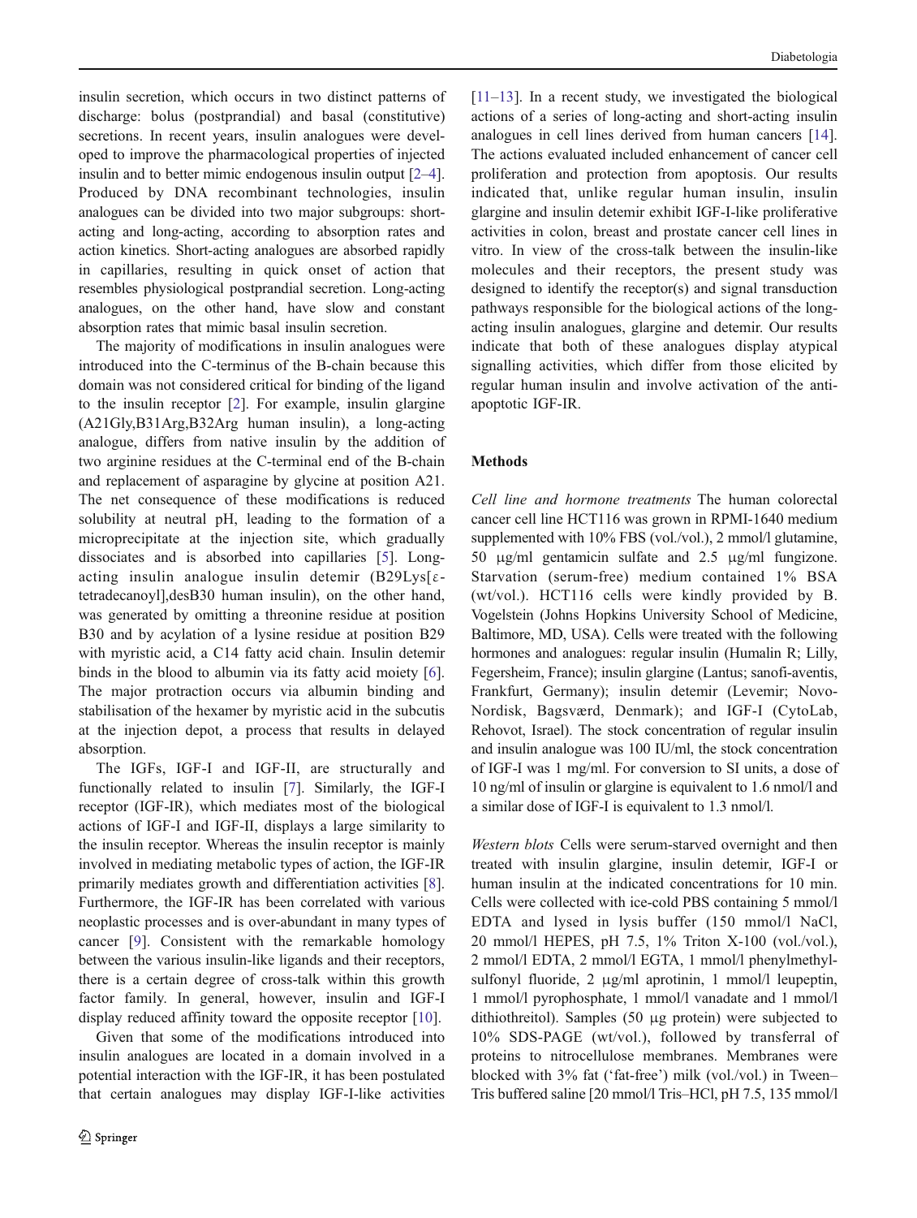insulin secretion, which occurs in two distinct patterns of discharge: bolus (postprandial) and basal (constitutive) secretions. In recent years, insulin analogues were developed to improve the pharmacological properties of injected insulin and to better mimic endogenous insulin output [2–4]. Produced by DNA recombinant technologies, insulin analogues can be divided into two major subgroups: short-acting and long-acting, according to absorption rates and action kinetics. Short-acting analogues are absorbed rapidly in capillaries, resulting in quick onset of action that resembles physiological postprandial secretion. Long-acting analogues, on the other hand, have slow and constant absorption rates that mimic basal insulin secretion.

The majority of modifications in insulin analogues were introduced into the C-terminus of the B-chain because this domain was not considered critical for binding of the ligand to the insulin receptor [2]. For example, insulin glargine (A21Gly,B31Arg,B32Arg human insulin), a long-acting analogue, differs from native insulin by the addition of two arginine residues at the C-terminal end of the B-chain and replacement of asparagine by glycine at position A21. The net consequence of these modifications is reduced solubility at neutral pH, leading to the formation of a microprecipitate at the injection site, which gradually dissociates and is absorbed into capillaries [5]. Long-acting insulin analogue insulin detemir (B29Lys[ε-tetradecanoyl],desB30 human insulin), on the other hand, was generated by omitting a threonine residue at position B30 and by acylation of a lysine residue at position B29 with myristic acid, a C14 fatty acid chain. Insulin detemir binds in the blood to albumin via its fatty acid moiety [6]. The major protraction occurs via albumin binding and stabilisation of the hexamer by myristic acid in the subcutis at the injection depot, a process that results in delayed absorption.

The IGFs, IGF-I and IGF-II, are structurally and functionally related to insulin [7]. Similarly, the IGF-I receptor (IGF-IR), which mediates most of the biological actions of IGF-I and IGF-II, displays a large similarity to the insulin receptor. Whereas the insulin receptor is mainly involved in mediating metabolic types of action, the IGF-IR primarily mediates growth and differentiation activities [8]. Furthermore, the IGF-IR has been correlated with various neoplastic processes and is over-abundant in many types of cancer [9]. Consistent with the remarkable homology between the various insulin-like ligands and their receptors, there is a certain degree of cross-talk within this growth factor family. In general, however, insulin and IGF-I display reduced affinity toward the opposite receptor [10].

Given that some of the modifications introduced into insulin analogues are located in a domain involved in a potential interaction with the IGF-IR, it has been postulated that certain analogues may display IGF-I-like activities [11–13]. In a recent study, we investigated the biological actions of a series of long-acting and short-acting insulin analogues in cell lines derived from human cancers [14]. The actions evaluated included enhancement of cancer cell proliferation and protection from apoptosis. Our results indicated that, unlike regular human insulin, insulin glargine and insulin detemir exhibit IGF-I-like proliferative activities in colon, breast and prostate cancer cell lines in vitro. In view of the cross-talk between the insulin-like molecules and their receptors, the present study was designed to identify the receptor(s) and signal transduction pathways responsible for the biological actions of the long-acting insulin analogues, glargine and detemir. Our results indicate that both of these analogues display atypical signalling activities, which differ from those elicited by regular human insulin and involve activation of the anti-apoptotic IGF-IR.

## Methods

*Cell line and hormone treatments* The human colorectal cancer cell line HCT116 was grown in RPMI-1640 medium supplemented with 10% FBS (vol./vol.), 2 mmol/l glutamine, 50 μg/ml gentamicin sulfate and 2.5 μg/ml fungizone. Starvation (serum-free) medium contained 1% BSA (wt/vol.). HCT116 cells were kindly provided by B. Vogelstein (Johns Hopkins University School of Medicine, Baltimore, MD, USA). Cells were treated with the following hormones and analogues: regular insulin (Humalin R; Lilly, Fegersheim, France); insulin glargine (Lantus; sanofi-aventis, Frankfurt, Germany); insulin detemir (Levemir; Novo-Nordisk, Bagsværd, Denmark); and IGF-I (CytoLab, Rehovot, Israel). The stock concentration of regular insulin and insulin analogue was 100 IU/ml, the stock concentration of IGF-I was 1 mg/ml. For conversion to SI units, a dose of 10 ng/ml of insulin or glargine is equivalent to 1.6 nmol/l and a similar dose of IGF-I is equivalent to 1.3 nmol/l.

*Western blots* Cells were serum-starved overnight and then treated with insulin glargine, insulin detemir, IGF-I or human insulin at the indicated concentrations for 10 min. Cells were collected with ice-cold PBS containing 5 mmol/l EDTA and lysed in lysis buffer (150 mmol/l NaCl, 20 mmol/l HEPES, pH 7.5, 1% Triton X-100 (vol./vol.), 2 mmol/l EDTA, 2 mmol/l EGTA, 1 mmol/l phenylmethylsulfonyl fluoride, 2 μg/ml aprotinin, 1 mmol/l leupeptin, 1 mmol/l pyrophosphate, 1 mmol/l vanadate and 1 mmol/l dithiothreitol). Samples (50 μg protein) were subjected to 10% SDS-PAGE (wt/vol.), followed by transferral of proteins to nitrocellulose membranes. Membranes were blocked with 3% fat ('fat-free') milk (vol./vol.) in Tween–Tris buffered saline [20 mmol/l Tris–HCl, pH 7.5, 135 mmol/l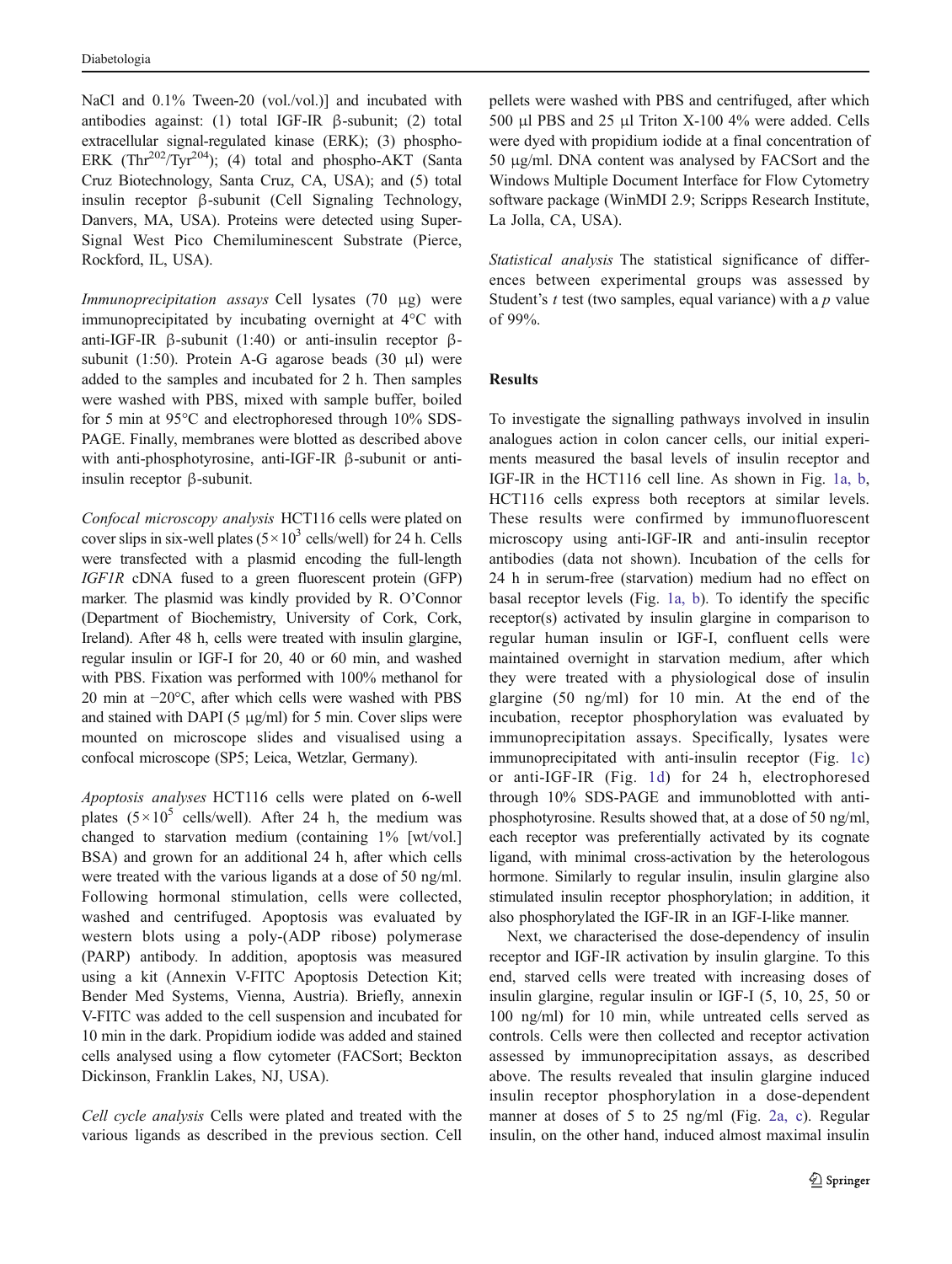NaCl and 0.1% Tween-20 (vol./vol.)] and incubated with antibodies against: (1) total IGF-IR β-subunit; (2) total extracellular signal-regulated kinase (ERK); (3) phospho-ERK ($Thr^{202}/Tyr^{204}$); (4) total and phospho-AKT (Santa Cruz Biotechnology, Santa Cruz, CA, USA); and (5) total insulin receptor β-subunit (Cell Signaling Technology, Danvers, MA, USA). Proteins were detected using Super-Signal West Pico Chemiluminescent Substrate (Pierce, Rockford, IL, USA).

*Immunoprecipitation assays* Cell lysates (70 μg) were immunoprecipitated by incubating overnight at 4°C with anti-IGF-IR β-subunit (1:40) or anti-insulin receptor β-subunit (1:50). Protein A-G agarose beads (30 μl) were added to the samples and incubated for 2 h. Then samples were washed with PBS, mixed with sample buffer, boiled for 5 min at 95°C and electrophoresed through 10% SDS-PAGE. Finally, membranes were blotted as described above with anti-phosphotyrosine, anti-IGF-IR β-subunit or anti-insulin receptor β-subunit.

*Confocal microscopy analysis* HCT116 cells were plated on cover slips in six-well plates ($5\times10^3$ cells/well) for 24 h. Cells were transfected with a plasmid encoding the full-length *IGF1R* cDNA fused to a green fluorescent protein (GFP) marker. The plasmid was kindly provided by R. O'Connor (Department of Biochemistry, University of Cork, Cork, Ireland). After 48 h, cells were treated with insulin glargine, regular insulin or IGF-I for 20, 40 or 60 min, and washed with PBS. Fixation was performed with 100% methanol for 20 min at −20°C, after which cells were washed with PBS and stained with DAPI (5 μg/ml) for 5 min. Cover slips were mounted on microscope slides and visualised using a confocal microscope (SP5; Leica, Wetzlar, Germany).

*Apoptosis analyses* HCT116 cells were plated on 6-well plates ($5\times10^5$ cells/well). After 24 h, the medium was changed to starvation medium (containing 1% [wt/vol.] BSA) and grown for an additional 24 h, after which cells were treated with the various ligands at a dose of 50 ng/ml. Following hormonal stimulation, cells were collected, washed and centrifuged. Apoptosis was evaluated by western blots using a poly-(ADP ribose) polymerase (PARP) antibody. In addition, apoptosis was measured using a kit (Annexin V-FITC Apoptosis Detection Kit; Bender Med Systems, Vienna, Austria). Briefly, annexin V-FITC was added to the cell suspension and incubated for 10 min in the dark. Propidium iodide was added and stained cells analysed using a flow cytometer (FACSort; Beckton Dickinson, Franklin Lakes, NJ, USA).

*Cell cycle analysis* Cells were plated and treated with the various ligands as described in the previous section. Cell pellets were washed with PBS and centrifuged, after which 500 μl PBS and 25 μl Triton X-100 4% were added. Cells were dyed with propidium iodide at a final concentration of 50 μg/ml. DNA content was analysed by FACSort and the Windows Multiple Document Interface for Flow Cytometry software package (WinMDI 2.9; Scripps Research Institute, La Jolla, CA, USA).

*Statistical analysis* The statistical significance of differences between experimental groups was assessed by Student's $t$ test (two samples, equal variance) with a $p$ value of 99%.

## Results

To investigate the signalling pathways involved in insulin analogues action in colon cancer cells, our initial experiments measured the basal levels of insulin receptor and IGF-IR in the HCT116 cell line. As shown in Fig. 1a, b, HCT116 cells express both receptors at similar levels. These results were confirmed by immunofluorescent microscopy using anti-IGF-IR and anti-insulin receptor antibodies (data not shown). Incubation of the cells for 24 h in serum-free (starvation) medium had no effect on basal receptor levels (Fig. 1a, b). To identify the specific receptor(s) activated by insulin glargine in comparison to regular human insulin or IGF-I, confluent cells were maintained overnight in starvation medium, after which they were treated with a physiological dose of insulin glargine (50 ng/ml) for 10 min. At the end of the incubation, receptor phosphorylation was evaluated by immunoprecipitation assays. Specifically, lysates were immunoprecipitated with anti-insulin receptor (Fig. 1c) or anti-IGF-IR (Fig. 1d) for 24 h, electrophoresed through 10% SDS-PAGE and immunoblotted with anti-phosphotyrosine. Results showed that, at a dose of 50 ng/ml, each receptor was preferentially activated by its cognate ligand, with minimal cross-activation by the heterologous hormone. Similarly to regular insulin, insulin glargine also stimulated insulin receptor phosphorylation; in addition, it also phosphorylated the IGF-IR in an IGF-I-like manner.

Next, we characterised the dose-dependency of insulin receptor and IGF-IR activation by insulin glargine. To this end, starved cells were treated with increasing doses of insulin glargine, regular insulin or IGF-I (5, 10, 25, 50 or 100 ng/ml) for 10 min, while untreated cells served as controls. Cells were then collected and receptor activation assessed by immunoprecipitation assays, as described above. The results revealed that insulin glargine induced insulin receptor phosphorylation in a dose-dependent manner at doses of 5 to 25 ng/ml (Fig. 2a, c). Regular insulin, on the other hand, induced almost maximal insulin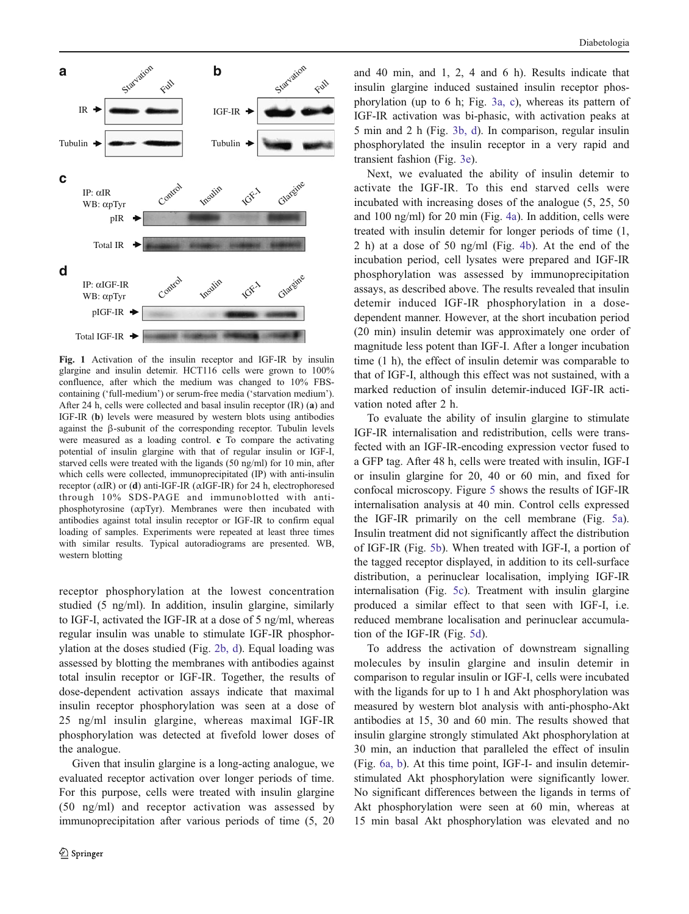**Fig. 1** Activation of the insulin receptor and IGF-IR by insulin glargine and insulin detemir. HCT116 cells were grown to 100% confluence, after which the medium was changed to 10% FBS-containing ('full-medium') or serum-free media ('starvation medium'). After 24 h, cells were collected and basal insulin receptor (IR) (**a**) and IGF-IR (**b**) levels were measured by western blots using antibodies against the β-subunit of the corresponding receptor. Tubulin levels were measured as a loading control. **c** To compare the activating potential of insulin glargine with that of regular insulin or IGF-I, starved cells were treated with the ligands (50 ng/ml) for 10 min, after which cells were collected, immunoprecipitated (IP) with anti-insulin receptor (αIR) or (**d**) anti-IGF-IR (αIGF-IR) for 24 h, electrophoresed through 10% SDS-PAGE and immunoblotted with anti-phosphotyrosine (αpTyr). Membranes were then incubated with antibodies against total insulin receptor or IGF-IR to confirm equal loading of samples. Experiments were repeated at least three times with similar results. Typical autoradiograms are presented. WB, western blotting

receptor phosphorylation at the lowest concentration studied (5 ng/ml). In addition, insulin glargine, similarly to IGF-I, activated the IGF-IR at a dose of 5 ng/ml, whereas regular insulin was unable to stimulate IGF-IR phosphorylation at the doses studied (Fig. 2b, d). Equal loading was assessed by blotting the membranes with antibodies against total insulin receptor or IGF-IR. Together, the results of dose-dependent activation assays indicate that maximal insulin receptor phosphorylation was seen at a dose of 25 ng/ml insulin glargine, whereas maximal IGF-IR phosphorylation was detected at fivefold lower doses of the analogue.

Given that insulin glargine is a long-acting analogue, we evaluated receptor activation over longer periods of time. For this purpose, cells were treated with insulin glargine (50 ng/ml) and receptor activation was assessed by immunoprecipitation after various periods of time (5, 20 and 40 min, and 1, 2, 4 and 6 h). Results indicate that insulin glargine induced sustained insulin receptor phosphorylation (up to 6 h; Fig. 3a, c), whereas its pattern of IGF-IR activation was bi-phasic, with activation peaks at 5 min and 2 h (Fig. 3b, d). In comparison, regular insulin phosphorylated the insulin receptor in a very rapid and transient fashion (Fig. 3e).

Next, we evaluated the ability of insulin detemir to activate the IGF-IR. To this end starved cells were incubated with increasing doses of the analogue (5, 25, 50 and 100 ng/ml) for 20 min (Fig. 4a). In addition, cells were treated with insulin detemir for longer periods of time (1, 2 h) at a dose of 50 ng/ml (Fig. 4b). At the end of the incubation period, cell lysates were prepared and IGF-IR phosphorylation was assessed by immunoprecipitation assays, as described above. The results revealed that insulin detemir induced IGF-IR phosphorylation in a dose-dependent manner. However, at the short incubation period (20 min) insulin detemir was approximately one order of magnitude less potent than IGF-I. After a longer incubation time (1 h), the effect of insulin detemir was comparable to that of IGF-I, although this effect was not sustained, with a marked reduction of insulin detemir-induced IGF-IR activation noted after 2 h.

To evaluate the ability of insulin glargine to stimulate IGF-IR internalisation and redistribution, cells were transfected with an IGF-IR-encoding expression vector fused to a GFP tag. After 48 h, cells were treated with insulin, IGF-I or insulin glargine for 20, 40 or 60 min, and fixed for confocal microscopy. Figure 5 shows the results of IGF-IR internalisation analysis at 40 min. Control cells expressed the IGF-IR primarily on the cell membrane (Fig. 5a). Insulin treatment did not significantly affect the distribution of IGF-IR (Fig. 5b). When treated with IGF-I, a portion of the tagged receptor displayed, in addition to its cell-surface distribution, a perinuclear localisation, implying IGF-IR internalisation (Fig. 5c). Treatment with insulin glargine produced a similar effect to that seen with IGF-I, i.e. reduced membrane localisation and perinuclear accumulation of the IGF-IR (Fig. 5d).

To address the activation of downstream signalling molecules by insulin glargine and insulin detemir in comparison to regular insulin or IGF-I, cells were incubated with the ligands for up to 1 h and Akt phosphorylation was measured by western blot analysis with anti-phospho-Akt antibodies at 15, 30 and 60 min. The results showed that insulin glargine strongly stimulated Akt phosphorylation at 30 min, an induction that paralleled the effect of insulin (Fig. 6a, b). At this time point, IGF-I- and insulin detemir-stimulated Akt phosphorylation were significantly lower. No significant differences between the ligands in terms of Akt phosphorylation were seen at 60 min, whereas at 15 min basal Akt phosphorylation was elevated and no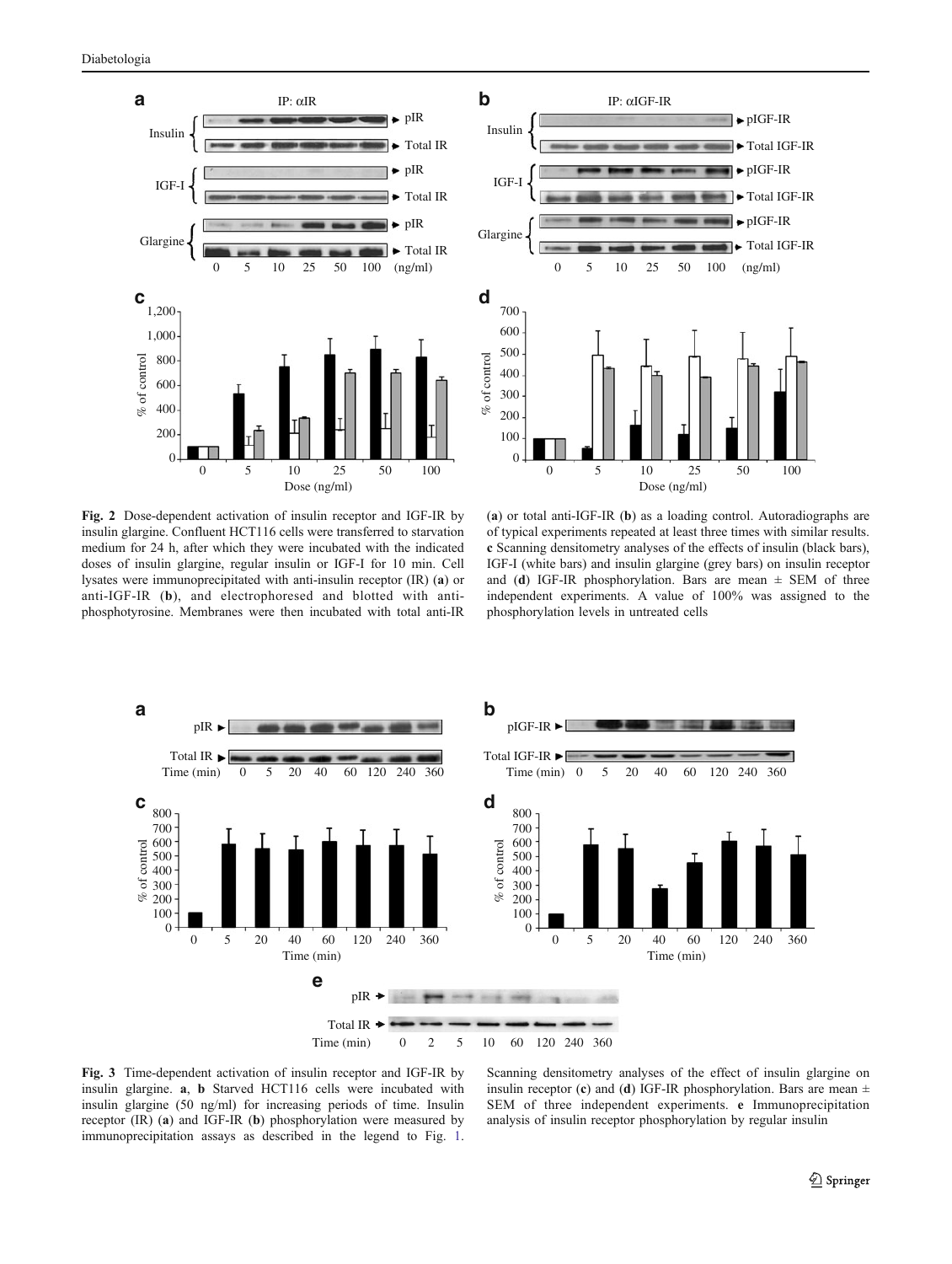**Fig. 2** Dose-dependent activation of insulin receptor and IGF-IR by insulin glargine. Confluent HCT116 cells were transferred to starvation medium for 24 h, after which they were incubated with the indicated doses of insulin glargine, regular insulin or IGF-I for 10 min. Cell lysates were immunoprecipitated with anti-insulin receptor (IR) (**a**) or anti-IGF-IR (**b**), and electrophoresed and blotted with anti-phosphotyrosine. Membranes were then incubated with total anti-IR (**a**) or total anti-IGF-IR (**b**) as a loading control. Autoradiographs are of typical experiments repeated at least three times with similar results. **c** Scanning densitometry analyses of the effects of insulin (black bars), IGF-I (white bars) and insulin glargine (grey bars) on insulin receptor and (**d**) IGF-IR phosphorylation. Bars are mean ± SEM of three independent experiments. A value of 100% was assigned to the phosphorylation levels in untreated cells

**Fig. 3** Time-dependent activation of insulin receptor and IGF-IR by insulin glargine. **a**, **b** Starved HCT116 cells were incubated with insulin glargine (50 ng/ml) for increasing periods of time. Insulin receptor (IR) (**a**) and IGF-IR (**b**) phosphorylation were measured by immunoprecipitation assays as described in the legend to Fig. 1. Scanning densitometry analyses of the effect of insulin glargine on insulin receptor (**c**) and (**d**) IGF-IR phosphorylation. Bars are mean ± SEM of three independent experiments. **e** Immunoprecipitation analysis of insulin receptor phosphorylation by regular insulin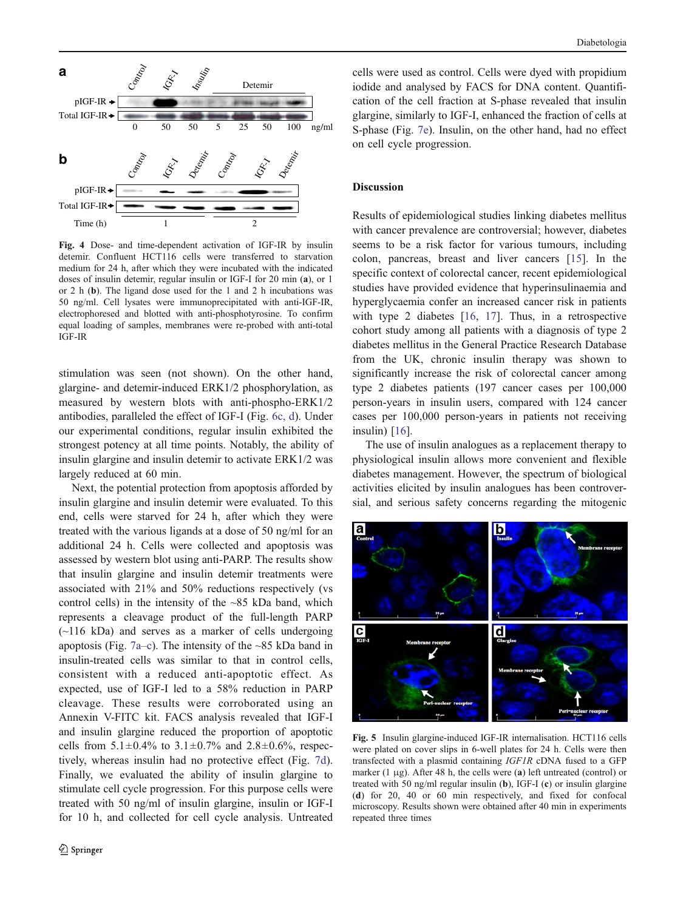Fig. 4 Dose- and time-dependent activation of IGF-IR by insulin detemir. Confluent HCT116 cells were transferred to starvation medium for 24 h, after which they were incubated with the indicated doses of insulin detemir, regular insulin or IGF-I for 20 min (**a**), or 1 or 2 h (**b**). The ligand dose used for the 1 and 2 h incubations was 50 ng/ml. Cell lysates were immunoprecipitated with anti-IGF-IR, electrophoresed and blotted with anti-phosphotyrosine. To confirm equal loading of samples, membranes were re-probed with anti-total IGF-IR

stimulation was seen (not shown). On the other hand, glargine- and detemir-induced ERK1/2 phosphorylation, as measured by western blots with anti-phospho-ERK1/2 antibodies, paralleled the effect of IGF-I (Fig. 6c, d). Under our experimental conditions, regular insulin exhibited the strongest potency at all time points. Notably, the ability of insulin glargine and insulin detemir to activate ERK1/2 was largely reduced at 60 min.

Next, the potential protection from apoptosis afforded by insulin glargine and insulin detemir were evaluated. To this end, cells were starved for 24 h, after which they were treated with the various ligands at a dose of 50 ng/ml for an additional 24 h. Cells were collected and apoptosis was assessed by western blot using anti-PARP. The results show that insulin glargine and insulin detemir treatments were associated with 21% and 50% reductions respectively (vs control cells) in the intensity of the ~85 kDa band, which represents a cleavage product of the full-length PARP (~116 kDa) and serves as a marker of cells undergoing apoptosis (Fig. 7a–c). The intensity of the ~85 kDa band in insulin-treated cells was similar to that in control cells, consistent with a reduced anti-apoptotic effect. As expected, use of IGF-I led to a 58% reduction in PARP cleavage. These results were corroborated using an Annexin V-FITC kit. FACS analysis revealed that IGF-I and insulin glargine reduced the proportion of apoptotic cells from $5.1\pm0.4\%$ to $3.1\pm0.7\%$ and $2.8\pm0.6\%$, respectively, whereas insulin had no protective effect (Fig. 7d). Finally, we evaluated the ability of insulin glargine to stimulate cell cycle progression. For this purpose cells were treated with 50 ng/ml of insulin glargine, insulin or IGF-I for 10 h, and collected for cell cycle analysis. Untreated cells were used as control. Cells were dyed with propidium iodide and analysed by FACS for DNA content. Quantification of the cell fraction at S-phase revealed that insulin glargine, similarly to IGF-I, enhanced the fraction of cells at S-phase (Fig. 7e). Insulin, on the other hand, had no effect on cell cycle progression.

## Discussion

Results of epidemiological studies linking diabetes mellitus with cancer prevalence are controversial; however, diabetes seems to be a risk factor for various tumours, including colon, pancreas, breast and liver cancers [15]. In the specific context of colorectal cancer, recent epidemiological studies have provided evidence that hyperinsulinaemia and hyperglycaemia confer an increased cancer risk in patients with type 2 diabetes [16, 17]. Thus, in a retrospective cohort study among all patients with a diagnosis of type 2 diabetes mellitus in the General Practice Research Database from the UK, chronic insulin therapy was shown to significantly increase the risk of colorectal cancer among type 2 diabetes patients (197 cancer cases per 100,000 person-years in insulin users, compared with 124 cancer cases per 100,000 person-years in patients not receiving insulin) [16].

The use of insulin analogues as a replacement therapy to physiological insulin allows more convenient and flexible diabetes management. However, the spectrum of biological activities elicited by insulin analogues has been controversial, and serious safety concerns regarding the mitogenic

Fig. 5 Insulin glargine-induced IGF-IR internalisation. HCT116 cells were plated on cover slips in 6-well plates for 24 h. Cells were then transfected with a plasmid containing *IGF1R* cDNA fused to a GFP marker (1 μg). After 48 h, the cells were (**a**) left untreated (control) or treated with 50 ng/ml regular insulin (**b**), IGF-I (**c**) or insulin glargine (**d**) for 20, 40 or 60 min respectively, and fixed for confocal microscopy. Results shown were obtained after 40 min in experiments repeated three times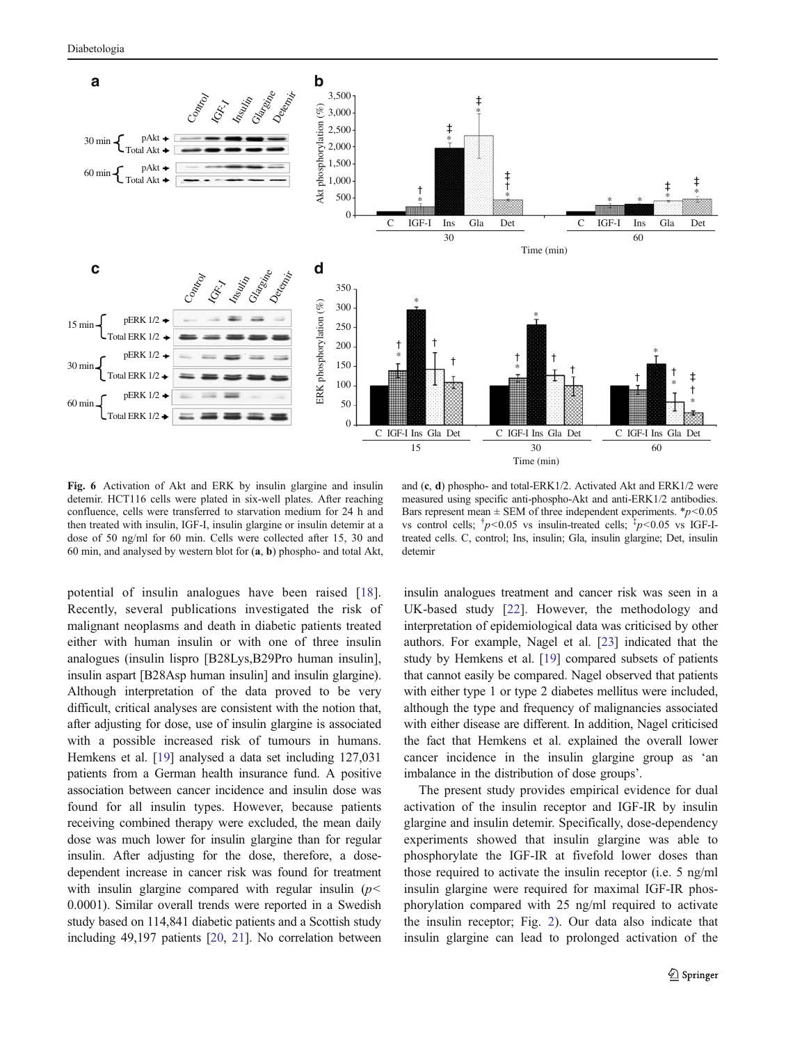**Fig. 6** Activation of Akt and ERK by insulin glargine and insulin detemir. HCT116 cells were plated in six-well plates. After reaching confluence, cells were transferred to starvation medium for 24 h and then treated with insulin, IGF-I, insulin glargine or insulin detemir at a dose of 50 ng/ml for 60 min. Cells were collected after 15, 30 and 60 min, and analysed by western blot for (**a**, **b**) phospho- and total Akt, and (**c**, **d**) phospho- and total-ERK1/2. Activated Akt and ERK1/2 were measured using specific anti-phospho-Akt and anti-ERK1/2 antibodies. Bars represent mean ± SEM of three independent experiments. *$p<0.05$ vs control cells; †$p<0.05$ vs insulin-treated cells; ‡$p<0.05$ vs IGF-I-treated cells. C, control; Ins, insulin; Gla, insulin glargine; Det, insulin detemir

potential of insulin analogues have been raised [18]. Recently, several publications investigated the risk of malignant neoplasms and death in diabetic patients treated either with human insulin or with one of three insulin analogues (insulin lispro [B28Lys,B29Pro human insulin], insulin aspart [B28Asp human insulin] and insulin glargine). Although interpretation of the data proved to be very difficult, critical analyses are consistent with the notion that, after adjusting for dose, use of insulin glargine is associated with a possible increased risk of tumours in humans. Hemkens et al. [19] analysed a data set including 127,031 patients from a German health insurance fund. A positive association between cancer incidence and insulin dose was found for all insulin types. However, because patients receiving combined therapy were excluded, the mean daily dose was much lower for insulin glargine than for regular insulin. After adjusting for the dose, therefore, a dose-dependent increase in cancer risk was found for treatment with insulin glargine compared with regular insulin ($p<0.0001$). Similar overall trends were reported in a Swedish study based on 114,841 diabetic patients and a Scottish study including 49,197 patients [20, 21]. No correlation between insulin analogues treatment and cancer risk was seen in a UK-based study [22]. However, the methodology and interpretation of epidemiological data was criticised by other authors. For example, Nagel et al. [23] indicated that the study by Hemkens et al. [19] compared subsets of patients that cannot easily be compared. Nagel observed that patients with either type 1 or type 2 diabetes mellitus were included, although the type and frequency of malignancies associated with either disease are different. In addition, Nagel criticised the fact that Hemkens et al. explained the overall lower cancer incidence in the insulin glargine group as 'an imbalance in the distribution of dose groups'.

The present study provides empirical evidence for dual activation of the insulin receptor and IGF-IR by insulin glargine and insulin detemir. Specifically, dose-dependency experiments showed that insulin glargine was able to phosphorylate the IGF-IR at fivefold lower doses than those required to activate the insulin receptor (i.e. 5 ng/ml insulin glargine were required for maximal IGF-IR phosphorylation compared with 25 ng/ml required to activate the insulin receptor; Fig. 2). Our data also indicate that insulin glargine can lead to prolonged activation of the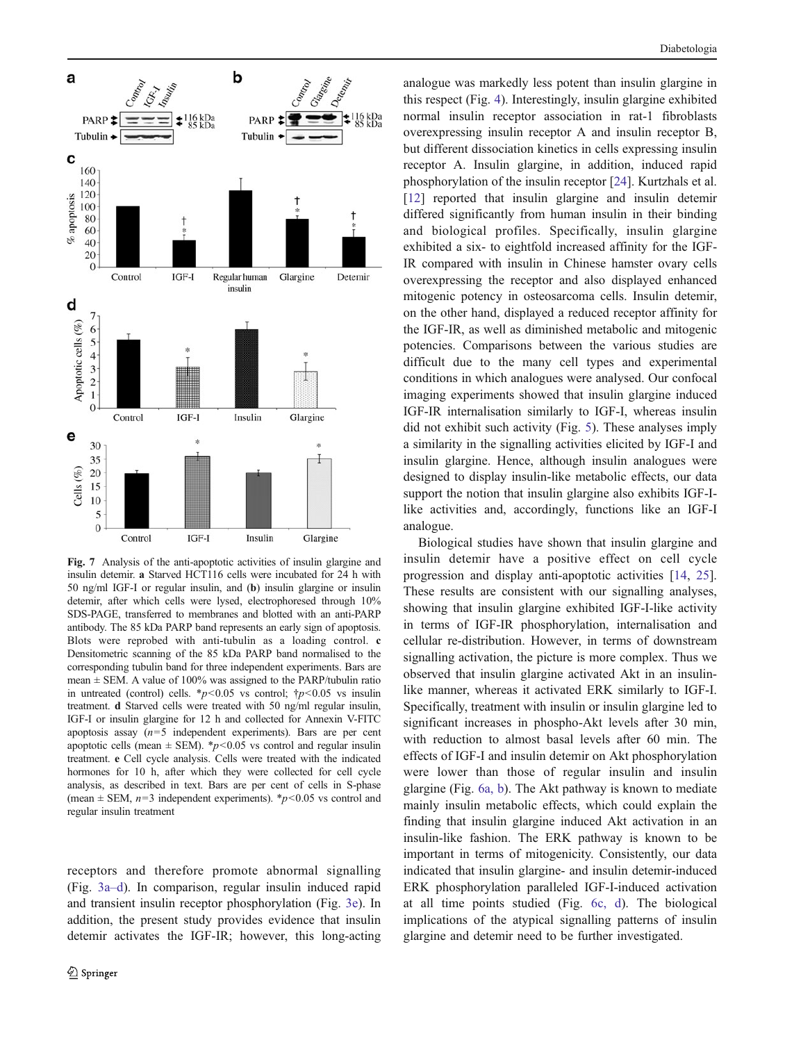Fig. 7 Analysis of the anti-apoptotic activities of insulin glargine and insulin detemir. **a** Starved HCT116 cells were incubated for 24 h with 50 ng/ml IGF-I or regular insulin, and (**b**) insulin glargine or insulin detemir, after which cells were lysed, electrophoresed through 10% SDS-PAGE, transferred to membranes and blotted with an anti-PARP antibody. The 85 kDa PARP band represents an early sign of apoptosis. Blots were reprobed with anti-tubulin as a loading control. **c** Densitometric scanning of the 85 kDa PARP band normalised to the corresponding tubulin band for three independent experiments. Bars are mean ± SEM. A value of 100% was assigned to the PARP/tubulin ratio in untreated (control) cells. *$p<0.05$ vs control; †$p<0.05$ vs insulin treatment. **d** Starved cells were treated with 50 ng/ml regular insulin, IGF-I or insulin glargine for 12 h and collected for Annexin V-FITC apoptosis assay ($n=5$ independent experiments). Bars are per cent apoptotic cells (mean ± SEM). *$p<0.05$ vs control and regular insulin treatment. **e** Cell cycle analysis. Cells were treated with the indicated hormones for 10 h, after which they were collected for cell cycle analysis, as described in text. Bars are per cent of cells in S-phase (mean ± SEM, $n=3$ independent experiments). *$p<0.05$ vs control and regular insulin treatment

receptors and therefore promote abnormal signalling (Fig. 3a–d). In comparison, regular insulin induced rapid and transient insulin receptor phosphorylation (Fig. 3e). In addition, the present study provides evidence that insulin detemir activates the IGF-IR; however, this long-acting analogue was markedly less potent than insulin glargine in this respect (Fig. 4). Interestingly, insulin glargine exhibited normal insulin receptor association in rat-1 fibroblasts overexpressing insulin receptor A and insulin receptor B, but different dissociation kinetics in cells expressing insulin receptor A. Insulin glargine, in addition, induced rapid phosphorylation of the insulin receptor [24]. Kurtzhals et al. [12] reported that insulin glargine and insulin detemir differed significantly from human insulin in their binding and biological profiles. Specifically, insulin glargine exhibited a six- to eightfold increased affinity for the IGF-IR compared with insulin in Chinese hamster ovary cells overexpressing the receptor and also displayed enhanced mitogenic potency in osteosarcoma cells. Insulin detemir, on the other hand, displayed a reduced receptor affinity for the IGF-IR, as well as diminished metabolic and mitogenic potencies. Comparisons between the various studies are difficult due to the many cell types and experimental conditions in which analogues were analysed. Our confocal imaging experiments showed that insulin glargine induced IGF-IR internalisation similarly to IGF-I, whereas insulin did not exhibit such activity (Fig. 5). These analyses imply a similarity in the signalling activities elicited by IGF-I and insulin glargine. Hence, although insulin analogues were designed to display insulin-like metabolic effects, our data support the notion that insulin glargine also exhibits IGF-I-like activities and, accordingly, functions like an IGF-I analogue.

Biological studies have shown that insulin glargine and insulin detemir have a positive effect on cell cycle progression and display anti-apoptotic activities [14, 25]. These results are consistent with our signalling analyses, showing that insulin glargine exhibited IGF-I-like activity in terms of IGF-IR phosphorylation, internalisation and cellular re-distribution. However, in terms of downstream signalling activation, the picture is more complex. Thus we observed that insulin glargine activated Akt in an insulin-like manner, whereas it activated ERK similarly to IGF-I. Specifically, treatment with insulin or insulin glargine led to significant increases in phospho-Akt levels after 30 min, with reduction to almost basal levels after 60 min. The effects of IGF-I and insulin detemir on Akt phosphorylation were lower than those of regular insulin and insulin glargine (Fig. 6a, b). The Akt pathway is known to mediate mainly insulin metabolic effects, which could explain the finding that insulin glargine induced Akt activation in an insulin-like fashion. The ERK pathway is known to be important in terms of mitogenicity. Consistently, our data indicated that insulin glargine- and insulin detemir-induced ERK phosphorylation paralleled IGF-I-induced activation at all time points studied (Fig. 6c, d). The biological implications of the atypical signalling patterns of insulin glargine and detemir need to be further investigated.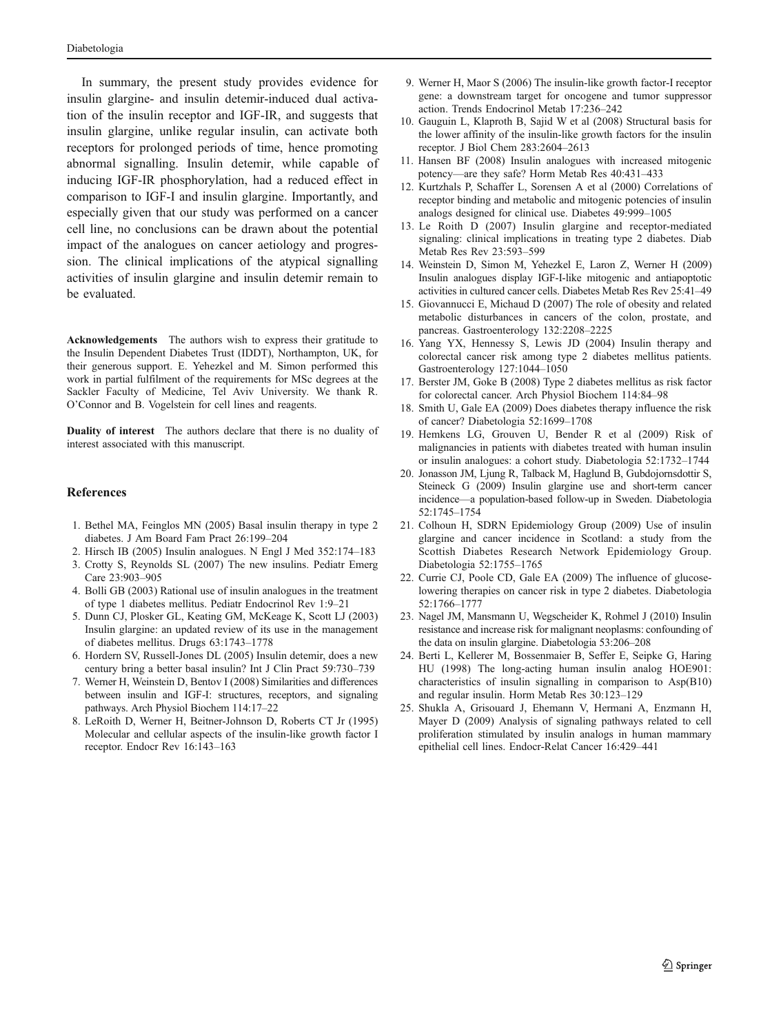In summary, the present study provides evidence for insulin glargine- and insulin detemir-induced dual activation of the insulin receptor and IGF-IR, and suggests that insulin glargine, unlike regular insulin, can activate both receptors for prolonged periods of time, hence promoting abnormal signalling. Insulin detemir, while capable of inducing IGF-IR phosphorylation, had a reduced effect in comparison to IGF-I and insulin glargine. Importantly, and especially given that our study was performed on a cancer cell line, no conclusions can be drawn about the potential impact of the analogues on cancer aetiology and progression. The clinical implications of the atypical signalling activities of insulin glargine and insulin detemir remain to be evaluated.

**Acknowledgements** The authors wish to express their gratitude to the Insulin Dependent Diabetes Trust (IDDT), Northampton, UK, for their generous support. E. Yehezkel and M. Simon performed this work in partial fulfilment of the requirements for MSc degrees at the Sackler Faculty of Medicine, Tel Aviv University. We thank R. O'Connor and B. Vogelstein for cell lines and reagents.

**Duality of interest** The authors declare that there is no duality of interest associated with this manuscript.

## References

1. Bethel MA, Feinglos MN (2005) Basal insulin therapy in type 2 diabetes. J Am Board Fam Pract 26:199–204
2. Hirsch IB (2005) Insulin analogues. N Engl J Med 352:174–183
3. Crotty S, Reynolds SL (2007) The new insulins. Pediatr Emerg Care 23:903–905
4. Bolli GB (2003) Rational use of insulin analogues in the treatment of type 1 diabetes mellitus. Pediatr Endocrinol Rev 1:9–21
5. Dunn CJ, Plosker GL, Keating GM, McKeage K, Scott LJ (2003) Insulin glargine: an updated review of its use in the management of diabetes mellitus. Drugs 63:1743–1778
6. Hordern SV, Russell-Jones DL (2005) Insulin detemir, does a new century bring a better basal insulin? Int J Clin Pract 59:730–739
7. Werner H, Weinstein D, Bentov I (2008) Similarities and differences between insulin and IGF-I: structures, receptors, and signaling pathways. Arch Physiol Biochem 114:17–22
8. LeRoith D, Werner H, Beitner-Johnson D, Roberts CT Jr (1995) Molecular and cellular aspects of the insulin-like growth factor I receptor. Endocr Rev 16:143–163
9. Werner H, Maor S (2006) The insulin-like growth factor-I receptor gene: a downstream target for oncogene and tumor suppressor action. Trends Endocrinol Metab 17:236–242
10. Gauguin L, Klaproth B, Sajid W et al (2008) Structural basis for the lower affinity of the insulin-like growth factors for the insulin receptor. J Biol Chem 283:2604–2613
11. Hansen BF (2008) Insulin analogues with increased mitogenic potency—are they safe? Horm Metab Res 40:431–433
12. Kurtzhals P, Schaffer L, Sorensen A et al (2000) Correlations of receptor binding and metabolic and mitogenic potencies of insulin analogs designed for clinical use. Diabetes 49:999–1005
13. Le Roith D (2007) Insulin glargine and receptor-mediated signaling: clinical implications in treating type 2 diabetes. Diab Metab Res Rev 23:593–599
14. Weinstein D, Simon M, Yehezkel E, Laron Z, Werner H (2009) Insulin analogues display IGF-I-like mitogenic and antiapoptotic activities in cultured cancer cells. Diabetes Metab Res Rev 25:41–49
15. Giovannucci E, Michaud D (2007) The role of obesity and related metabolic disturbances in cancers of the colon, prostate, and pancreas. Gastroenterology 132:2208–2225
16. Yang YX, Hennessy S, Lewis JD (2004) Insulin therapy and colorectal cancer risk among type 2 diabetes mellitus patients. Gastroenterology 127:1044–1050
17. Berster JM, Goke B (2008) Type 2 diabetes mellitus as risk factor for colorectal cancer. Arch Physiol Biochem 114:84–98
18. Smith U, Gale EA (2009) Does diabetes therapy influence the risk of cancer? Diabetologia 52:1699–1708
19. Hemkens LG, Grouven U, Bender R et al (2009) Risk of malignancies in patients with diabetes treated with human insulin or insulin analogues: a cohort study. Diabetologia 52:1732–1744
20. Jonasson JM, Ljung R, Talback M, Haglund B, Gubdojornsdottir S, Steineck G (2009) Insulin glargine use and short-term cancer incidence—a population-based follow-up in Sweden. Diabetologia 52:1745–1754
21. Colhoun H, SDRN Epidemiology Group (2009) Use of insulin glargine and cancer incidence in Scotland: a study from the Scottish Diabetes Research Network Epidemiology Group. Diabetologia 52:1755–1765
22. Currie CJ, Poole CD, Gale EA (2009) The influence of glucose-lowering therapies on cancer risk in type 2 diabetes. Diabetologia 52:1766–1777
23. Nagel JM, Mansmann U, Wegscheider K, Rohmel J (2010) Insulin resistance and increase risk for malignant neoplasms: confounding of the data on insulin glargine. Diabetologia 53:206–208
24. Berti L, Kellerer M, Bossenmaier B, Seffer E, Seipke G, Haring HU (1998) The long-acting human insulin analog HOE901: characteristics of insulin signalling in comparison to Asp(B10) and regular insulin. Horm Metab Res 30:123–129
25. Shukla A, Grisouard J, Ehemann V, Hermani A, Enzmann H, Mayer D (2009) Analysis of signaling pathways related to cell proliferation stimulated by insulin analogs in human mammary epithelial cell lines. Endocr-Relat Cancer 16:429–441